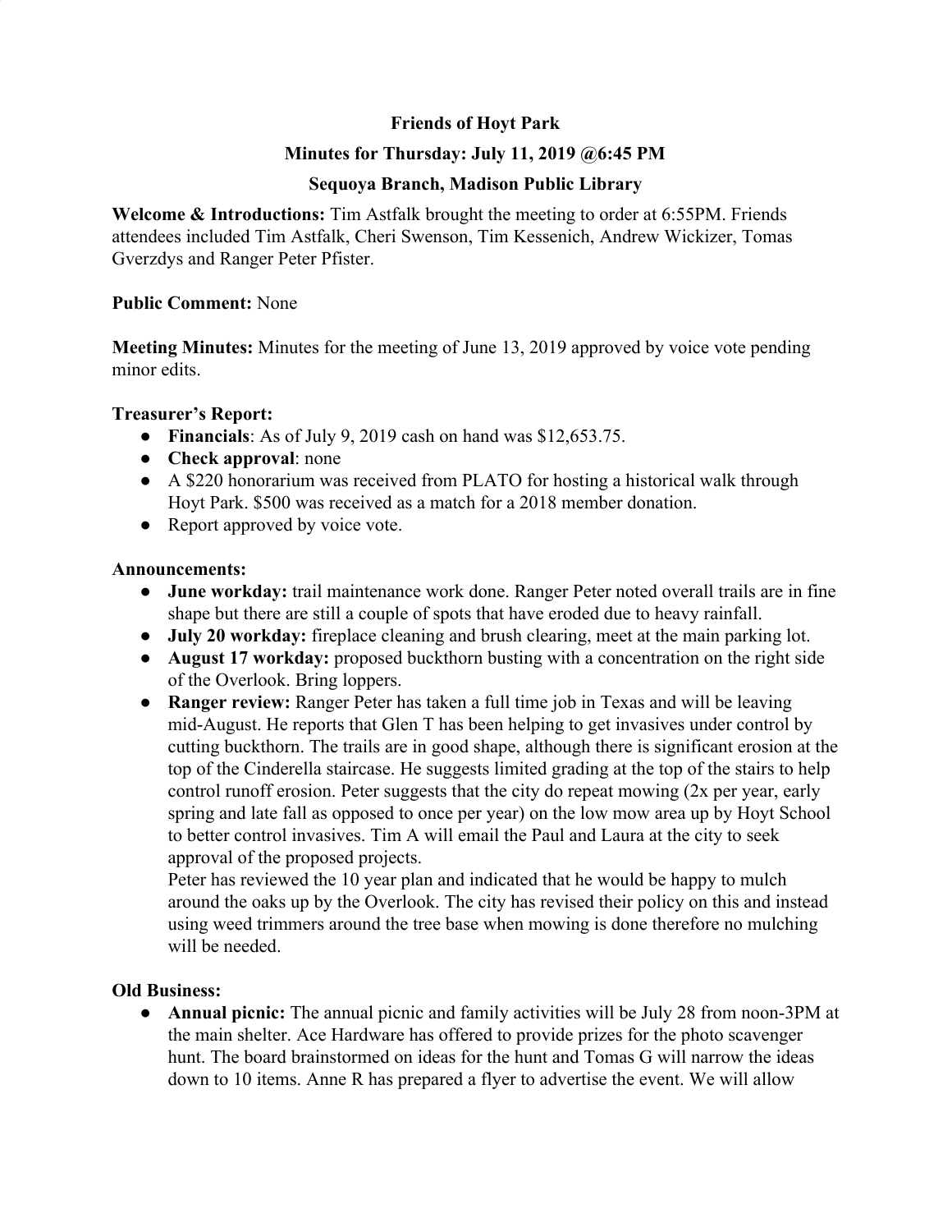**Friends of Hoyt Park**

**Minutes for Thursday: July 11, 2019 @6:45 PM**

**Sequoya Branch, Madison Public Library**

**Welcome & Introductions:** Tim Astfalk brought the meeting to order at 6:55PM. Friends attendees included Tim Astfalk, Cheri Swenson, Tim Kessenich, Andrew Wickizer, Tomas Gverzdys and Ranger Peter Pfister.

**Public Comment:** None

**Meeting Minutes:** Minutes for the meeting of June 13, 2019 approved by voice vote pending minor edits.

**Treasurer's Report:**

- **Financials**: As of July 9, 2019 cash on hand was $12,653.75.
- **Check approval**: none
- A $220 honorarium was received from PLATO for hosting a historical walk through Hoyt Park. $500 was received as a match for a 2018 member donation.
- Report approved by voice vote.

**Announcements:**

- **June workday:** trail maintenance work done. Ranger Peter noted overall trails are in fine shape but there are still a couple of spots that have eroded due to heavy rainfall.
- **July 20 workday:** fireplace cleaning and brush clearing, meet at the main parking lot.
- **August 17 workday:** proposed buckthorn busting with a concentration on the right side of the Overlook. Bring loppers.
- **Ranger review:** Ranger Peter has taken a full time job in Texas and will be leaving mid-August. He reports that Glen T has been helping to get invasives under control by cutting buckthorn. The trails are in good shape, although there is significant erosion at the top of the Cinderella staircase. He suggests limited grading at the top of the stairs to help control runoff erosion. Peter suggests that the city do repeat mowing (2x per year, early spring and late fall as opposed to once per year) on the low mow area up by Hoyt School to better control invasives. Tim A will email the Paul and Laura at the city to seek approval of the proposed projects.
  Peter has reviewed the 10 year plan and indicated that he would be happy to mulch around the oaks up by the Overlook. The city has revised their policy on this and instead using weed trimmers around the tree base when mowing is done therefore no mulching will be needed.

**Old Business:**

- **Annual picnic:** The annual picnic and family activities will be July 28 from noon-3PM at the main shelter. Ace Hardware has offered to provide prizes for the photo scavenger hunt. The board brainstormed on ideas for the hunt and Tomas G will narrow the ideas down to 10 items. Anne R has prepared a flyer to advertise the event. We will allow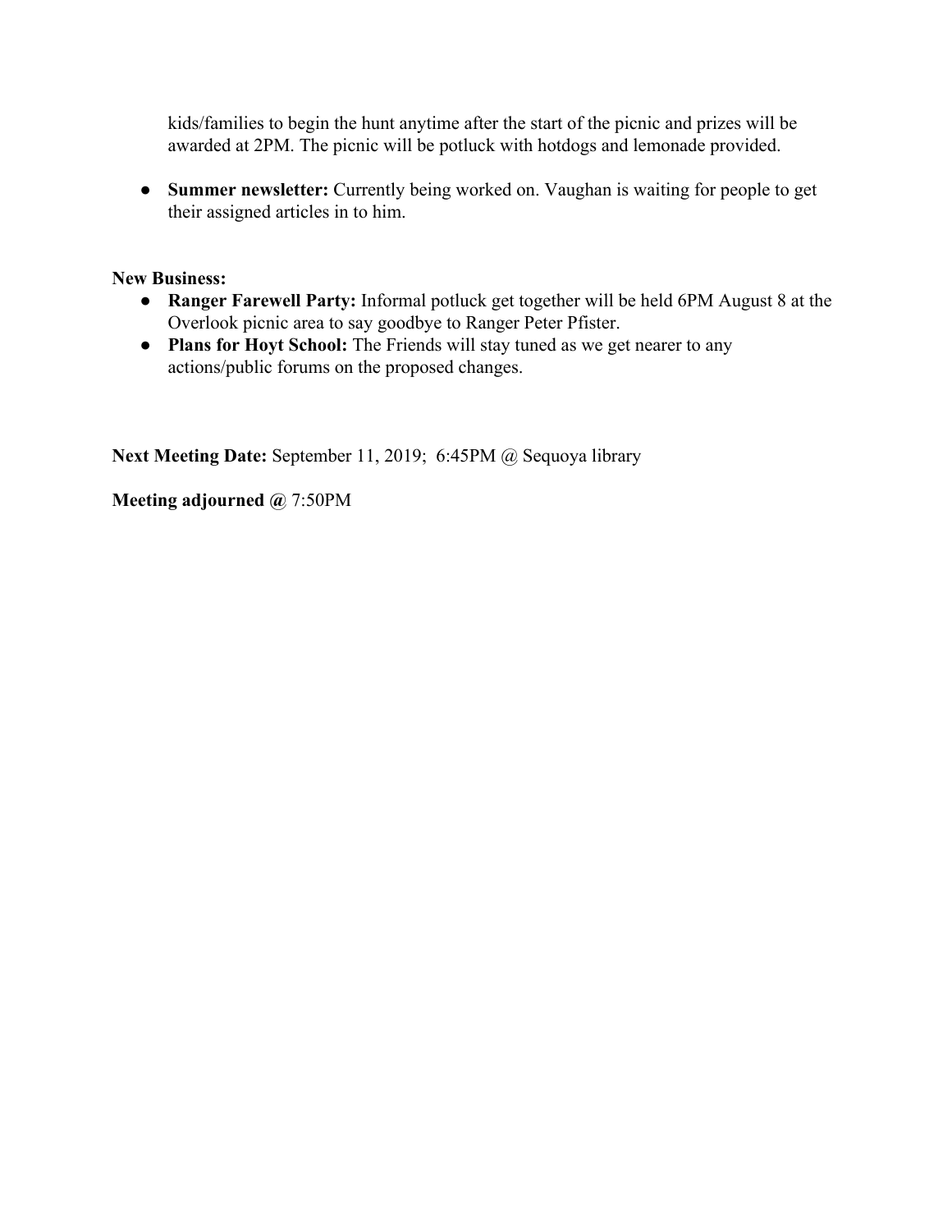kids/families to begin the hunt anytime after the start of the picnic and prizes will be awarded at 2PM. The picnic will be potluck with hotdogs and lemonade provided.

- **Summer newsletter:** Currently being worked on. Vaughan is waiting for people to get their assigned articles in to him.

**New Business:**

- **Ranger Farewell Party:** Informal potluck get together will be held 6PM August 8 at the Overlook picnic area to say goodbye to Ranger Peter Pfister.
- **Plans for Hoyt School:** The Friends will stay tuned as we get nearer to any actions/public forums on the proposed changes.

**Next Meeting Date:** September 11, 2019;  6:45PM @ Sequoya library

**Meeting adjourned @** 7:50PM